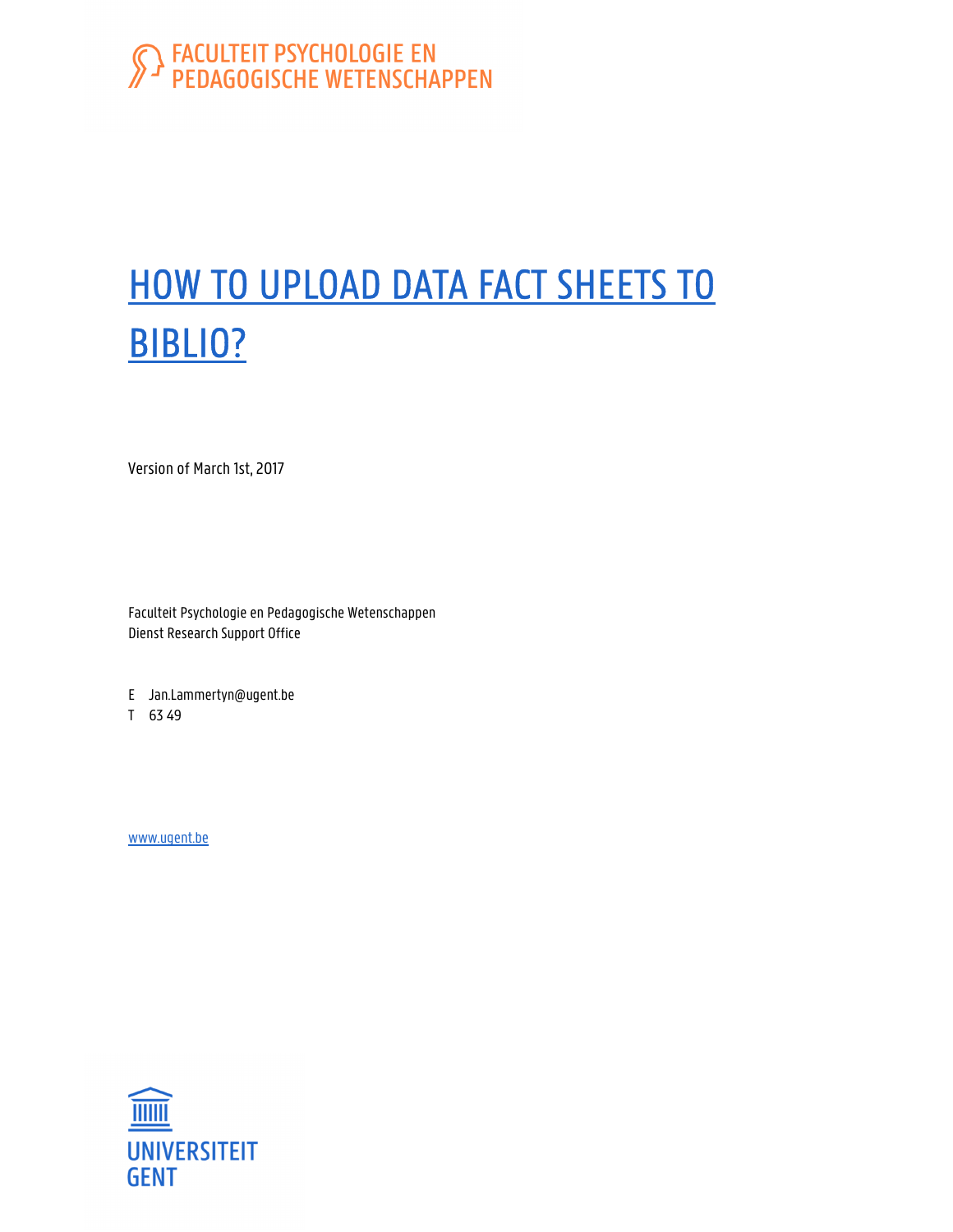FACULTEIT PSYCHOLOGIE EN PEDAGOGISCHE WETENSCHAPPEN

# HOW TO UPLOAD DATA FACT SHEETS TO BIBLIO?

Version of March 1st, 2017

Faculteit Psychologie en Pedagogische Wetenschappen
Dienst Research Support Office

E Jan.Lammertyn@ugent.be
T 63 49

www.ugent.be

UNIVERSITEIT GENT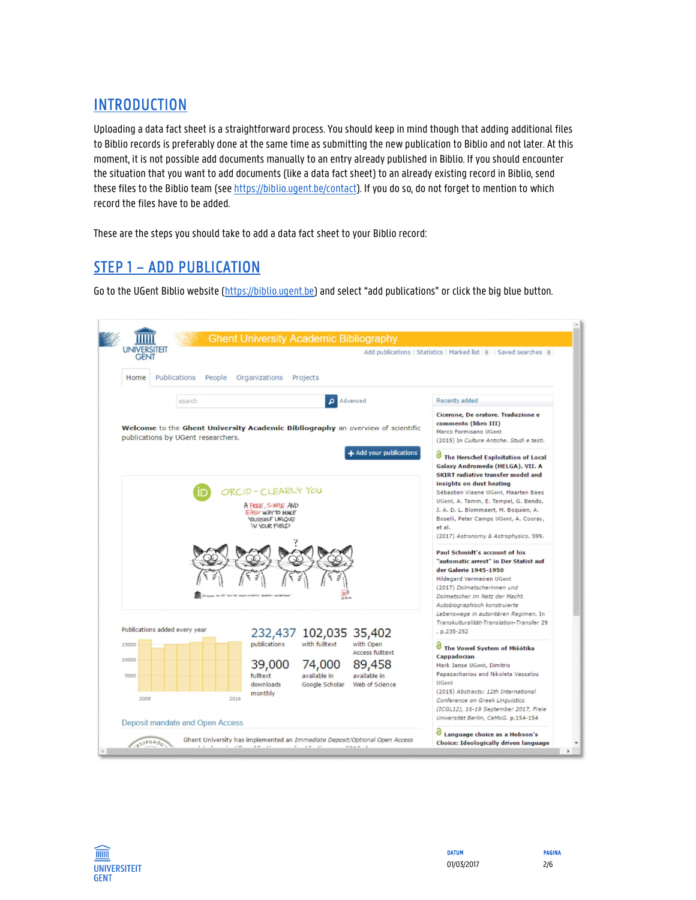## INTRODUCTION

Uploading a data fact sheet is a straightforward process. You should keep in mind though that adding additional files to Biblio records is preferably done at the same time as submitting the new publication to Biblio and not later. At this moment, it is not possible add documents manually to an entry already published in Biblio. If you should encounter the situation that you want to add documents (like a data fact sheet) to an already existing record in Biblio, send these files to the Biblio team (see https://biblio.ugent.be/contact). If you do so, do not forget to mention to which record the files have to be added.

These are the steps you should take to add a data fact sheet to your Biblio record:

## STEP 1 – ADD PUBLICATION

Go to the UGent Biblio website (https://biblio.ugent.be) and select "add publications" or click the big blue button.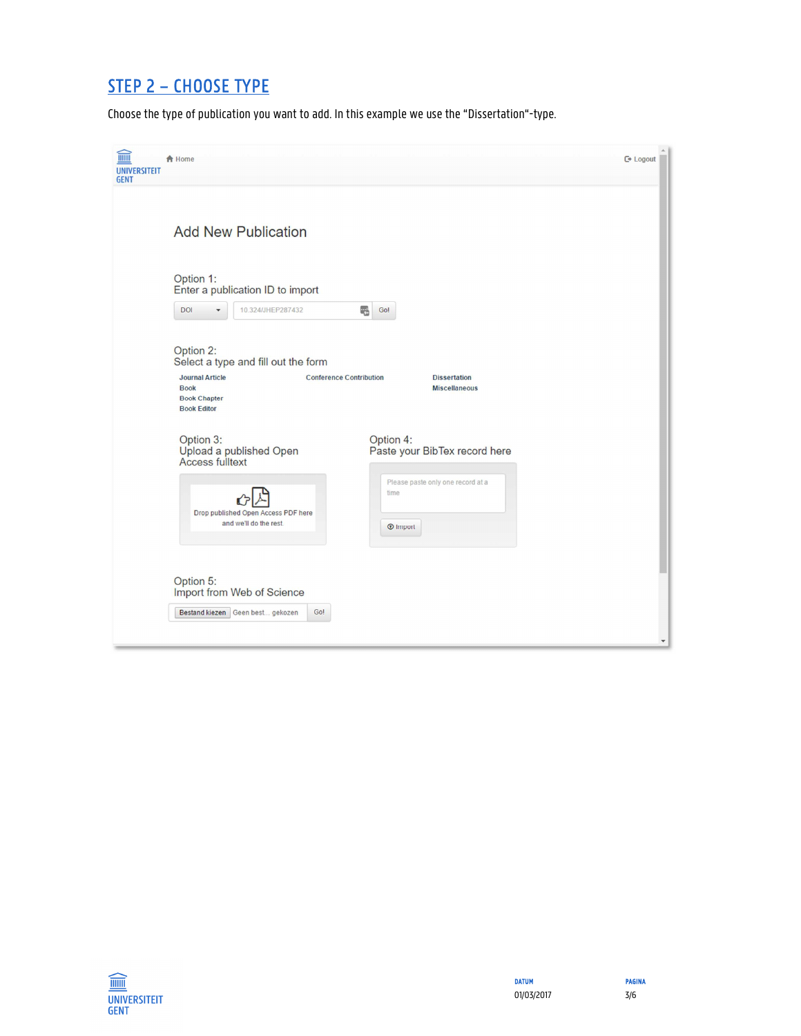## STEP 2 – CHOOSE TYPE

Choose the type of publication you want to add. In this example we use the “Dissertation“-type.

Add New Publication

Option 1:
Enter a publication ID to import

DOI | 10.324/JHEP287432 | Go!

Option 2:
Select a type and fill out the form

- Journal Article
- Book
- Book Chapter
- Book Editor
- Conference Contribution
- Dissertation
- Miscellaneous

Option 3:
Upload a published Open Access fulltext

Drop published Open Access PDF here and we'll do the rest.

Option 4:
Paste your BibTex record here

Please paste only one record at a time

Import

Option 5:
Import from Web of Science

Bestand kiezen | Geen best... gekozen | Go!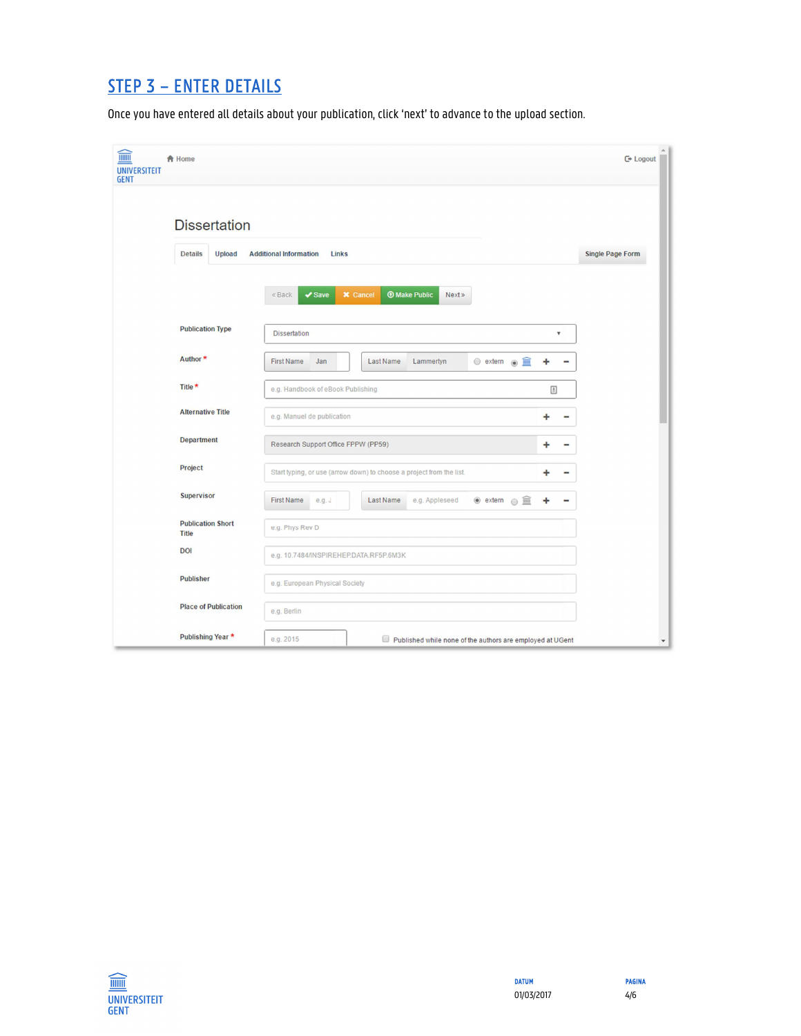## STEP 3 – ENTER DETAILS

Once you have entered all details about your publication, click 'next' to advance to the upload section.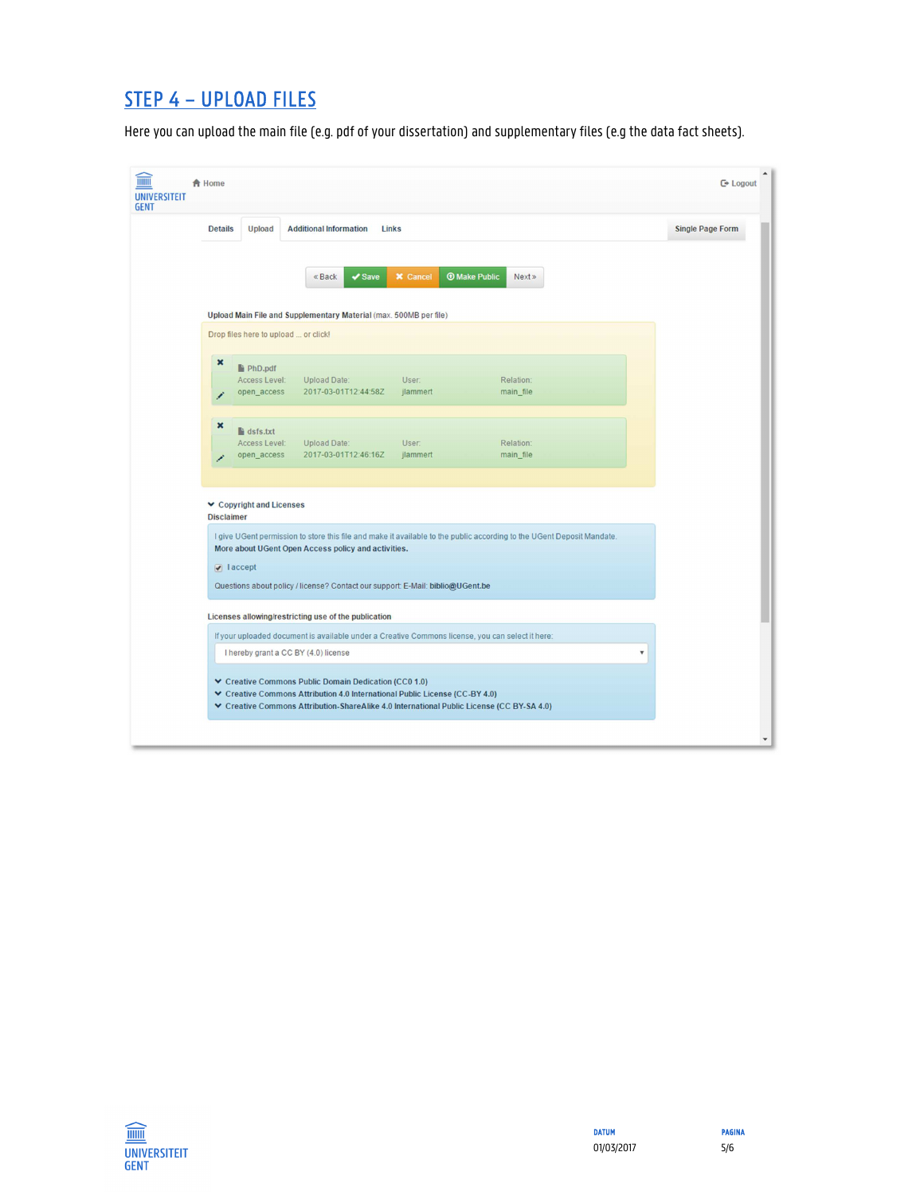## STEP 4 – UPLOAD FILES

Here you can upload the main file (e.g. pdf of your dissertation) and supplementary files (e.g the data fact sheets).

Home

Logout

Details | Upload | Additional Information | Links | Single Page Form

« Back | Save | Cancel | Make Public | Next »

**Upload Main File and Supplementary Material** (max. 500MB per file)

Drop files here to upload ... or click!

PhD.pdf

| Access Level: | Upload Date: | User: | Relation: |
| --- | --- | --- | --- |
| open_access | 2017-03-01T12:44:58Z | jlammert | main_file |

dsfs.txt

| Access Level: | Upload Date: | User: | Relation: |
| --- | --- | --- | --- |
| open_access | 2017-03-01T12:46:16Z | jlammert | main_file |

**Copyright and Licenses**

**Disclaimer**

I give UGent permission to store this file and make it available to the public according to the UGent Deposit Mandate.
**More about UGent Open Access policy and activities.**

☑ I accept

Questions about policy / license? Contact our support: E-Mail: **biblio@UGent.be**

**Licenses allowing/restricting use of the publication**

If your uploaded document is available under a Creative Commons license, you can select it here:

I hereby grant a CC BY (4.0) license

- **Creative Commons Public Domain Dedication (CC0 1.0)**
- **Creative Commons Attribution 4.0 International Public License (CC-BY 4.0)**
- **Creative Commons Attribution-ShareAlike 4.0 International Public License (CC BY-SA 4.0)**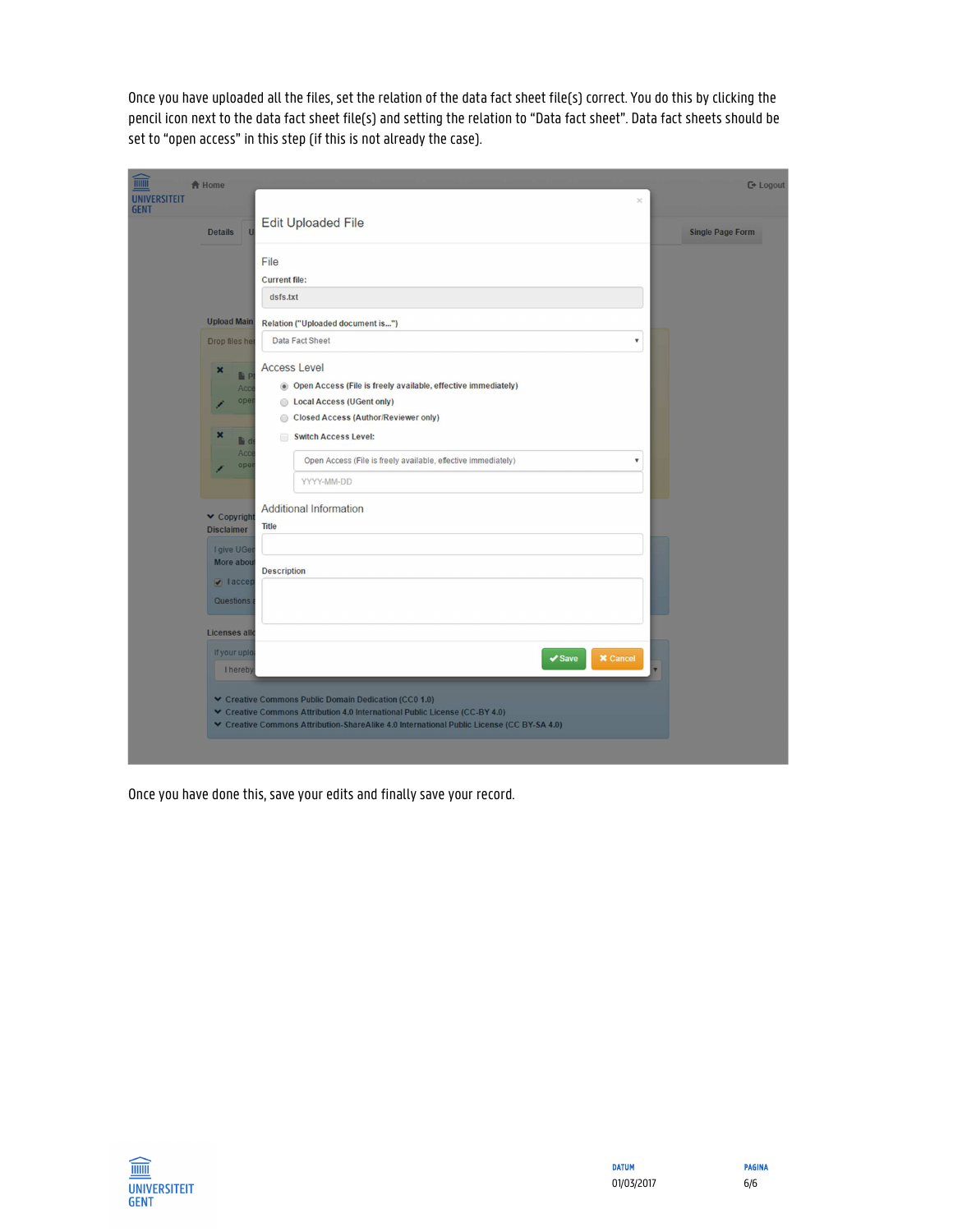Once you have uploaded all the files, set the relation of the data fact sheet file(s) correct. You do this by clicking the pencil icon next to the data fact sheet file(s) and setting the relation to “Data fact sheet”. Data fact sheets should be set to “open access” in this step (if this is not already the case).

Once you have done this, save your edits and finally save your record.